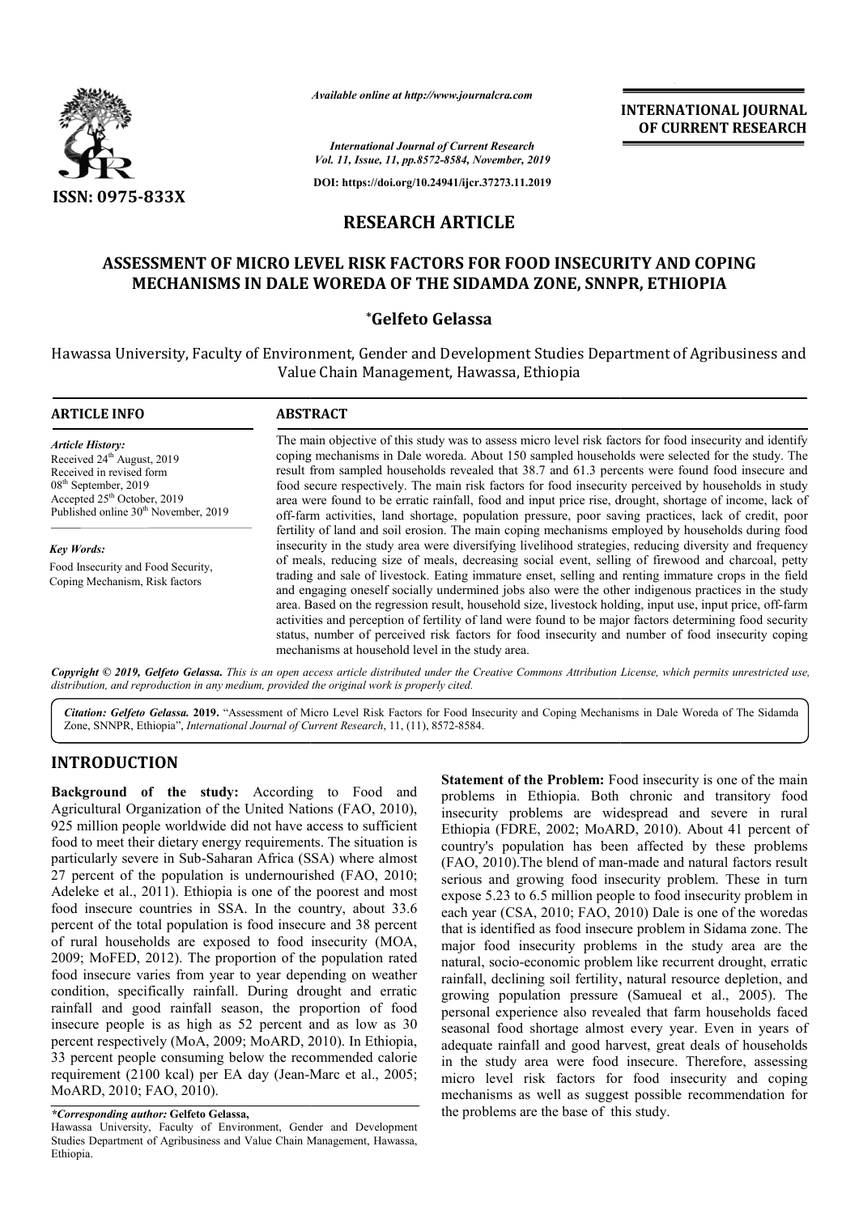# RESEARCH ARTICLE

## ASSESSMENT OF MICRO LEVEL RISK FACTORS FOR FOOD INSECURITY AND COPING MECHANISMS IN DALE WOREDA OF THE SIDAMDA ZONE, SNNPR, ETHIOPIA

**\*Gelfeto Gelassa**

Hawassa University, Faculty of Environment, Gender and Development Studies Department of Agribusiness and Value Chain Management, Hawassa, Ethiopia

**ARTICLE INFO**

*Article History:*
Received 24th August, 2019
Received in revised form 08th September, 2019
Accepted 25th October, 2019
Published online 30th November, 2019

*Key Words:*
Food Insecurity and Food Security, Coping Mechanism, Risk factors

**ABSTRACT**

The main objective of this study was to assess micro level risk factors for food insecurity and identify coping mechanisms in Dale woreda. About 150 sampled households were selected for the study. The result from sampled households revealed that 38.7 and 61.3 percents were found food insecure and food secure respectively. The main risk factors for food insecurity perceived by households in study area were found to be erratic rainfall, food and input price rise, drought, shortage of income, lack of off-farm activities, land shortage, population pressure, poor saving practices, lack of credit, poor fertility of land and soil erosion. The main coping mechanisms employed by households during food insecurity in the study area were diversifying livelihood strategies, reducing diversity and frequency of meals, reducing size of meals, decreasing social event, selling of firewood and charcoal, petty trading and sale of livestock. Eating immature enset, selling and renting immature crops in the field and engaging oneself socially undermined jobs also were the other indigenous practices in the study area. Based on the regression result, household size, livestock holding, input use, input price, off-farm activities and perception of fertility of land were found to be major factors determining food security status, number of perceived risk factors for food insecurity and number of food insecurity coping mechanisms at household level in the study area.

*Copyright © 2019, Gelfeto Gelassa. This is an open access article distributed under the Creative Commons Attribution License, which permits unrestricted use, distribution, and reproduction in any medium, provided the original work is properly cited.*

*Citation: Gelfeto Gelassa.* **2019.** "Assessment of Micro Level Risk Factors for Food Insecurity and Coping Mechanisms in Dale Woreda of The Sidamda Zone, SNNPR, Ethiopia", *International Journal of Current Research*, 11, (11), 8572-8584.

## INTRODUCTION

**Background of the study:** According to Food and Agricultural Organization of the United Nations (FAO, 2010), 925 million people worldwide did not have access to sufficient food to meet their dietary energy requirements. The situation is particularly severe in Sub-Saharan Africa (SSA) where almost 27 percent of the population is undernourished (FAO, 2010; Adeleke et al., 2011). Ethiopia is one of the poorest and most food insecure countries in SSA. In the country, about 33.6 percent of the total population is food insecure and 38 percent of rural households are exposed to food insecurity (MOA, 2009; MoFED, 2012). The proportion of the population rated food insecure varies from year to year depending on weather condition, specifically rainfall. During drought and erratic rainfall and good rainfall season, the proportion of food insecure people is as high as 52 percent and as low as 30 percent respectively (MoA, 2009; MoARD, 2010). In Ethiopia, 33 percent people consuming below the recommended calorie requirement (2100 kcal) per EA day (Jean-Marc et al., 2005; MoARD, 2010; FAO, 2010).

*\*Corresponding author:* **Gelfeto Gelassa,**
Hawassa University, Faculty of Environment, Gender and Development Studies Department of Agribusiness and Value Chain Management, Hawassa, Ethiopia.

**Statement of the Problem:** Food insecurity is one of the main problems in Ethiopia. Both chronic and transitory food insecurity problems are widespread and severe in rural Ethiopia (FDRE, 2002; MoARD, 2010). About 41 percent of country's population has been affected by these problems (FAO, 2010).The blend of man-made and natural factors result serious and growing food insecurity problem. These in turn expose 5.23 to 6.5 million people to food insecurity problem in each year (CSA, 2010; FAO, 2010) Dale is one of the woredas that is identified as food insecure problem in Sidama zone. The major food insecurity problems in the study area are the natural, socio-economic problem like recurrent drought, erratic rainfall, declining soil fertility, natural resource depletion, and growing population pressure (Samueal et al., 2005). The personal experience also revealed that farm households faced seasonal food shortage almost every year. Even in years of adequate rainfall and good harvest, great deals of households in the study area were food insecure. Therefore, assessing micro level risk factors for food insecurity and coping mechanisms as well as suggest possible recommendation for the problems are the base of this study.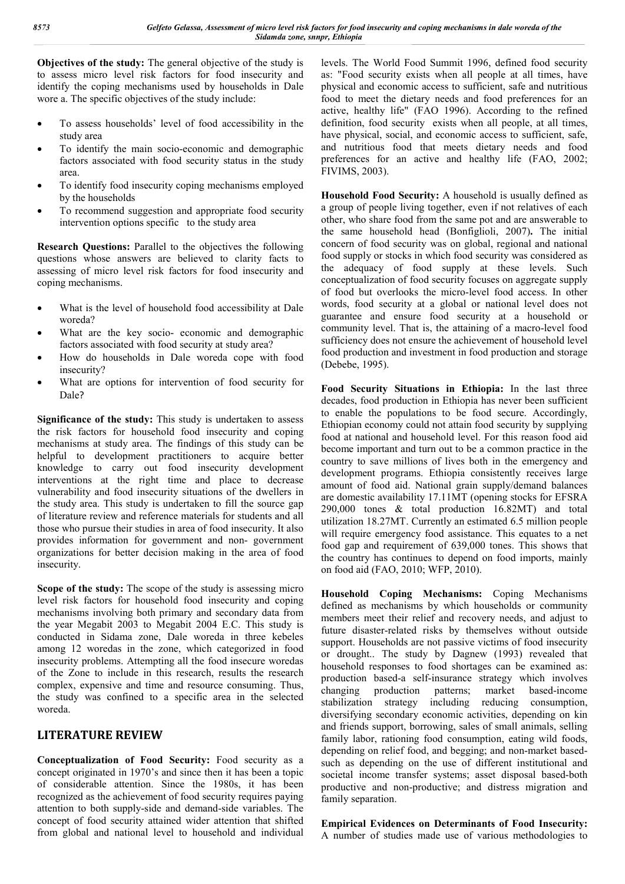**Objectives of the study:** The general objective of the study is to assess micro level risk factors for food insecurity and identify the coping mechanisms used by households in Dale wore a. The specific objectives of the study include:

- To assess households' level of food accessibility in the study area
- To identify the main socio-economic and demographic factors associated with food security status in the study area.
- To identify food insecurity coping mechanisms employed by the households
- To recommend suggestion and appropriate food security intervention options specific to the study area

**Research Questions:** Parallel to the objectives the following questions whose answers are believed to clarity facts to assessing of micro level risk factors for food insecurity and coping mechanisms.

- What is the level of household food accessibility at Dale woreda?
- What are the key socio- economic and demographic factors associated with food security at study area?
- How do households in Dale woreda cope with food insecurity?
- What are options for intervention of food security for Dale?

**Significance of the study:** This study is undertaken to assess the risk factors for household food insecurity and coping mechanisms at study area. The findings of this study can be helpful to development practitioners to acquire better knowledge to carry out food insecurity development interventions at the right time and place to decrease vulnerability and food insecurity situations of the dwellers in the study area. This study is undertaken to fill the source gap of literature review and reference materials for students and all those who pursue their studies in area of food insecurity. It also provides information for government and non- government organizations for better decision making in the area of food insecurity.

**Scope of the study:** The scope of the study is assessing micro level risk factors for household food insecurity and coping mechanisms involving both primary and secondary data from the year Megabit 2003 to Megabit 2004 E.C. This study is conducted in Sidama zone, Dale woreda in three kebeles among 12 woredas in the zone, which categorized in food insecurity problems. Attempting all the food insecure woredas of the Zone to include in this research, results the research complex, expensive and time and resource consuming. Thus, the study was confined to a specific area in the selected woreda.

# LITERATURE REVIEW

**Conceptualization of Food Security:** Food security as a concept originated in 1970's and since then it has been a topic of considerable attention. Since the 1980s, it has been recognized as the achievement of food security requires paying attention to both supply-side and demand-side variables. The concept of food security attained wider attention that shifted from global and national level to household and individual levels. The World Food Summit 1996, defined food security as: "Food security exists when all people at all times, have physical and economic access to sufficient, safe and nutritious food to meet the dietary needs and food preferences for an active, healthy life" (FAO 1996). According to the refined definition, food security exists when all people, at all times, have physical, social, and economic access to sufficient, safe, and nutritious food that meets dietary needs and food preferences for an active and healthy life (FAO, 2002; FIVIMS, 2003).

**Household Food Security:** A household is usually defined as a group of people living together, even if not relatives of each other, who share food from the same pot and are answerable to the same household head (Bonfiglioli, 2007)**.** The initial concern of food security was on global, regional and national food supply or stocks in which food security was considered as the adequacy of food supply at these levels. Such conceptualization of food security focuses on aggregate supply of food but overlooks the micro-level food access. In other words, food security at a global or national level does not guarantee and ensure food security at a household or community level. That is, the attaining of a macro-level food sufficiency does not ensure the achievement of household level food production and investment in food production and storage (Debebe, 1995).

**Food Security Situations in Ethiopia:** In the last three decades, food production in Ethiopia has never been sufficient to enable the populations to be food secure. Accordingly, Ethiopian economy could not attain food security by supplying food at national and household level. For this reason food aid become important and turn out to be a common practice in the country to save millions of lives both in the emergency and development programs. Ethiopia consistently receives large amount of food aid. National grain supply/demand balances are domestic availability 17.11MT (opening stocks for EFSRA 290,000 tones & total production 16.82MT) and total utilization 18.27MT. Currently an estimated 6.5 million people will require emergency food assistance. This equates to a net food gap and requirement of 639,000 tones. This shows that the country has continues to depend on food imports, mainly on food aid (FAO, 2010; WFP, 2010).

**Household Coping Mechanisms:** Coping Mechanisms defined as mechanisms by which households or community members meet their relief and recovery needs, and adjust to future disaster-related risks by themselves without outside support. Households are not passive victims of food insecurity or drought.. The study by Dagnew (1993) revealed that household responses to food shortages can be examined as: production based-a self-insurance strategy which involves changing production patterns; market based-income stabilization strategy including reducing consumption, diversifying secondary economic activities, depending on kin and friends support, borrowing, sales of small animals, selling family labor, rationing food consumption, eating wild foods, depending on relief food, and begging; and non-market based-such as depending on the use of different institutional and societal income transfer systems; asset disposal based-both productive and non-productive; and distress migration and family separation.

**Empirical Evidences on Determinants of Food Insecurity:** A number of studies made use of various methodologies to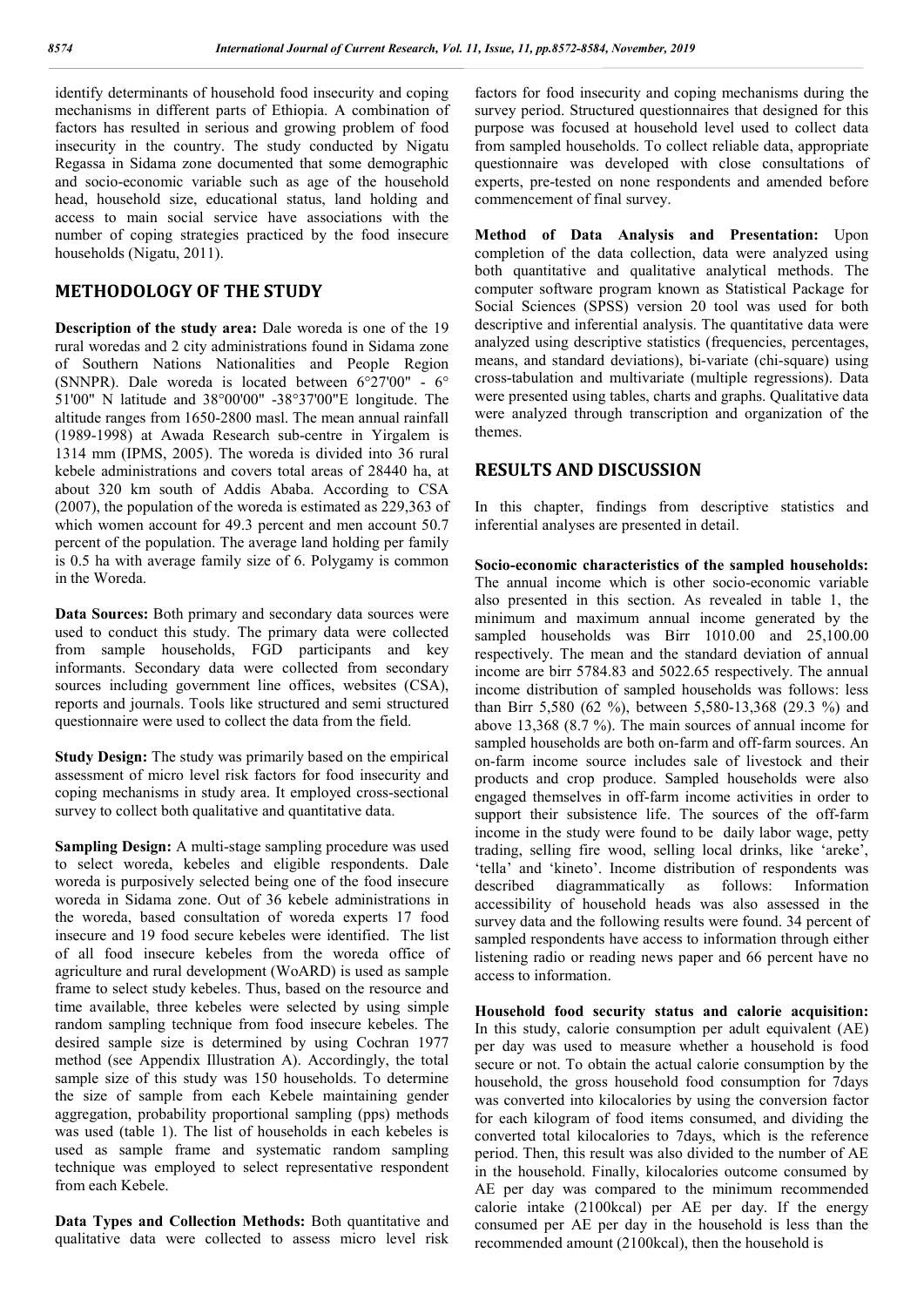identify determinants of household food insecurity and coping mechanisms in different parts of Ethiopia. A combination of factors has resulted in serious and growing problem of food insecurity in the country. The study conducted by Nigatu Regassa in Sidama zone documented that some demographic and socio-economic variable such as age of the household head, household size, educational status, land holding and access to main social service have associations with the number of coping strategies practiced by the food insecure households (Nigatu, 2011).

## METHODOLOGY OF THE STUDY

**Description of the study area:** Dale woreda is one of the 19 rural woredas and 2 city administrations found in Sidama zone of Southern Nations Nationalities and People Region (SNNPR). Dale woreda is located between 6°27'00" - 6° 51'00" N latitude and 38°00'00" -38°37'00"E longitude. The altitude ranges from 1650-2800 masl. The mean annual rainfall (1989-1998) at Awada Research sub-centre in Yirgalem is 1314 mm (IPMS, 2005). The woreda is divided into 36 rural kebele administrations and covers total areas of 28440 ha, at about 320 km south of Addis Ababa. According to CSA (2007), the population of the woreda is estimated as 229,363 of which women account for 49.3 percent and men account 50.7 percent of the population. The average land holding per family is 0.5 ha with average family size of 6. Polygamy is common in the Woreda.

**Data Sources:** Both primary and secondary data sources were used to conduct this study. The primary data were collected from sample households, FGD participants and key informants. Secondary data were collected from secondary sources including government line offices, websites (CSA), reports and journals. Tools like structured and semi structured questionnaire were used to collect the data from the field.

**Study Design:** The study was primarily based on the empirical assessment of micro level risk factors for food insecurity and coping mechanisms in study area. It employed cross-sectional survey to collect both qualitative and quantitative data.

**Sampling Design:** A multi-stage sampling procedure was used to select woreda, kebeles and eligible respondents. Dale woreda is purposively selected being one of the food insecure woreda in Sidama zone. Out of 36 kebele administrations in the woreda, based consultation of woreda experts 17 food insecure and 19 food secure kebeles were identified. The list of all food insecure kebeles from the woreda office of agriculture and rural development (WoARD) is used as sample frame to select study kebeles. Thus, based on the resource and time available, three kebeles were selected by using simple random sampling technique from food insecure kebeles. The desired sample size is determined by using Cochran 1977 method (see Appendix Illustration A). Accordingly, the total sample size of this study was 150 households. To determine the size of sample from each Kebele maintaining gender aggregation, probability proportional sampling (pps) methods was used (table 1). The list of households in each kebeles is used as sample frame and systematic random sampling technique was employed to select representative respondent from each Kebele.

**Data Types and Collection Methods:** Both quantitative and qualitative data were collected to assess micro level risk factors for food insecurity and coping mechanisms during the survey period. Structured questionnaires that designed for this purpose was focused at household level used to collect data from sampled households. To collect reliable data, appropriate questionnaire was developed with close consultations of experts, pre-tested on none respondents and amended before commencement of final survey.

**Method of Data Analysis and Presentation:** Upon completion of the data collection, data were analyzed using both quantitative and qualitative analytical methods. The computer software program known as Statistical Package for Social Sciences (SPSS) version 20 tool was used for both descriptive and inferential analysis. The quantitative data were analyzed using descriptive statistics (frequencies, percentages, means, and standard deviations), bi-variate (chi-square) using cross-tabulation and multivariate (multiple regressions). Data were presented using tables, charts and graphs. Qualitative data were analyzed through transcription and organization of the themes.

## RESULTS AND DISCUSSION

In this chapter, findings from descriptive statistics and inferential analyses are presented in detail.

**Socio-economic characteristics of the sampled households:** The annual income which is other socio-economic variable also presented in this section. As revealed in table 1, the minimum and maximum annual income generated by the sampled households was Birr 1010.00 and 25,100.00 respectively. The mean and the standard deviation of annual income are birr 5784.83 and 5022.65 respectively. The annual income distribution of sampled households was follows: less than Birr 5,580 (62 %), between 5,580-13,368 (29.3 %) and above 13,368 (8.7 %). The main sources of annual income for sampled households are both on-farm and off-farm sources. An on-farm income source includes sale of livestock and their products and crop produce. Sampled households were also engaged themselves in off-farm income activities in order to support their subsistence life. The sources of the off-farm income in the study were found to be daily labor wage, petty trading, selling fire wood, selling local drinks, like 'areke', 'tella' and 'kineto'. Income distribution of respondents was described diagrammatically as follows: Information accessibility of household heads was also assessed in the survey data and the following results were found. 34 percent of sampled respondents have access to information through either listening radio or reading news paper and 66 percent have no access to information.

**Household food security status and calorie acquisition:** In this study, calorie consumption per adult equivalent (AE) per day was used to measure whether a household is food secure or not. To obtain the actual calorie consumption by the household, the gross household food consumption for 7days was converted into kilocalories by using the conversion factor for each kilogram of food items consumed, and dividing the converted total kilocalories to 7days, which is the reference period. Then, this result was also divided to the number of AE in the household. Finally, kilocalories outcome consumed by AE per day was compared to the minimum recommended calorie intake (2100kcal) per AE per day. If the energy consumed per AE per day in the household is less than the recommended amount (2100kcal), then the household is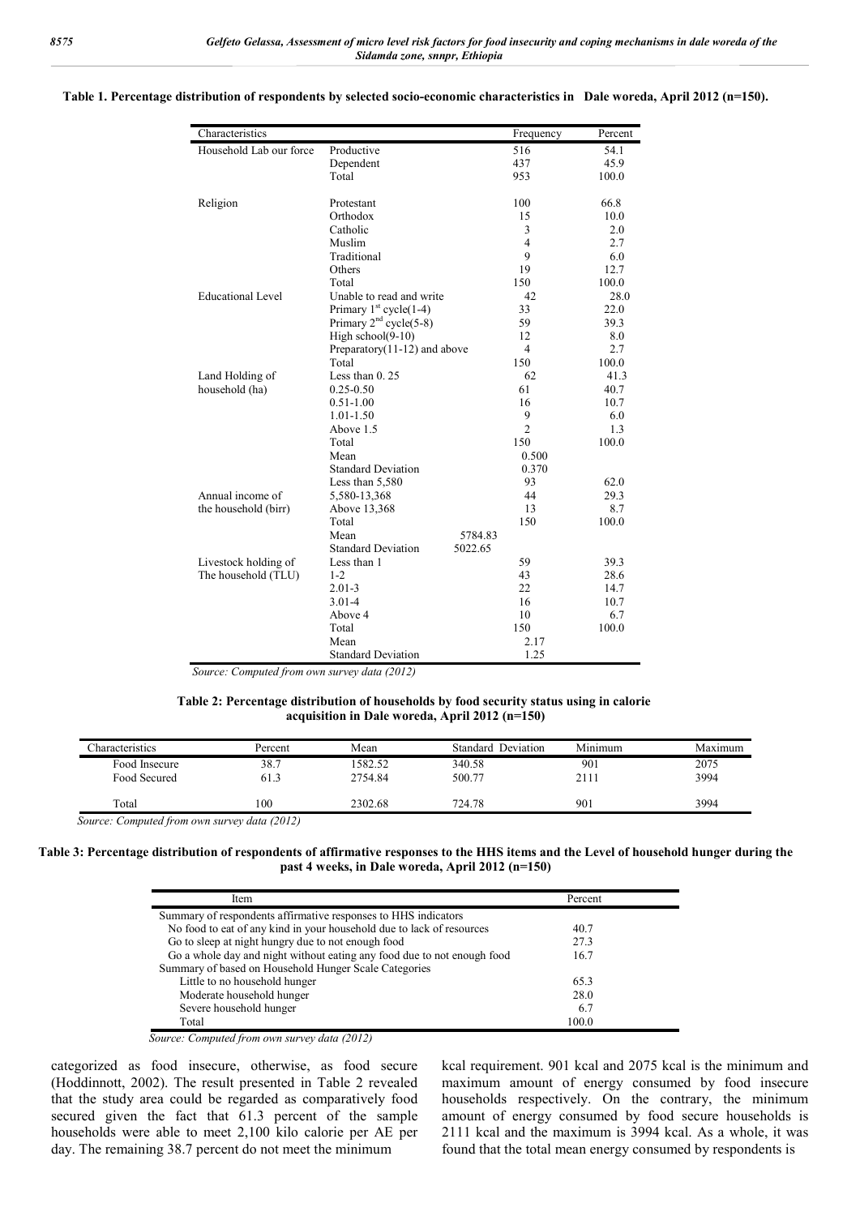**Table 1. Percentage distribution of respondents by selected socio-economic characteristics in Dale woreda, April 2012 (n=150).**

| Characteristics | | Frequency | Percent |
|---|---|---|---|
| Household Lab our force | Productive | 516 | 54.1 |
| | Dependent | 437 | 45.9 |
| | Total | 953 | 100.0 |
| Religion | Protestant | 100 | 66.8 |
| | Orthodox | 15 | 10.0 |
| | Catholic | 3 | 2.0 |
| | Muslim | 4 | 2.7 |
| | Traditional | 9 | 6.0 |
| | Others | 19 | 12.7 |
| | Total | 150 | 100.0 |
| Educational Level | Unable to read and write | 42 | 28.0 |
| | Primary 1st cycle(1-4) | 33 | 22.0 |
| | Primary 2nd cycle(5-8) | 59 | 39.3 |
| | High school(9-10) | 12 | 8.0 |
| | Preparatory(11-12) and above | 4 | 2.7 |
| | Total | 150 | 100.0 |
| Land Holding of household (ha) | Less than 0. 25 | 62 | 41.3 |
| | 0.25-0.50 | 61 | 40.7 |
| | 0.51-1.00 | 16 | 10.7 |
| | 1.01-1.50 | 9 | 6.0 |
| | Above 1.5 | 2 | 1.3 |
| | Total | 150 | 100.0 |
| | Mean | 0.500 | |
| | Standard Deviation | 0.370 | |
| Annual income of the household (birr) | Less than 5,580 | 93 | 62.0 |
| | 5,580-13,368 | 44 | 29.3 |
| | Above 13,368 | 13 | 8.7 |
| | Total | 150 | 100.0 |
| | Mean | 5784.83 | |
| | Standard Deviation | 5022.65 | |
| Livestock holding of The household (TLU) | Less than 1 | 59 | 39.3 |
| | 1-2 | 43 | 28.6 |
| | 2.01-3 | 22 | 14.7 |
| | 3.01-4 | 16 | 10.7 |
| | Above 4 | 10 | 6.7 |
| | Total | 150 | 100.0 |
| | Mean | 2.17 | |
| | Standard Deviation | 1.25 | |

*Source: Computed from own survey data (2012)*

**Table 2: Percentage distribution of households by food security status using in calorie acquisition in Dale woreda, April 2012 (n=150)**

| Characteristics | Percent | Mean | Standard Deviation | Minimum | Maximum |
|---|---|---|---|---|---|
| Food Insecure | 38.7 | 1582.52 | 340.58 | 901 | 2075 |
| Food Secured | 61.3 | 2754.84 | 500.77 | 2111 | 3994 |
| Total | 100 | 2302.68 | 724.78 | 901 | 3994 |

*Source: Computed from own survey data (2012)*

**Table 3: Percentage distribution of respondents of affirmative responses to the HHS items and the Level of household hunger during the past 4 weeks, in Dale woreda, April 2012 (n=150)**

| Item | Percent |
|---|---|
| Summary of respondents affirmative responses to HHS indicators | |
| No food to eat of any kind in your household due to lack of resources | 40.7 |
| Go to sleep at night hungry due to not enough food | 27.3 |
| Go a whole day and night without eating any food due to not enough food | 16.7 |
| Summary of based on Household Hunger Scale Categories | |
| Little to no household hunger | 65.3 |
| Moderate household hunger | 28.0 |
| Severe household hunger | 6.7 |
| Total | 100.0 |

*Source: Computed from own survey data (2012)*

categorized as food insecure, otherwise, as food secure (Hoddinnott, 2002). The result presented in Table 2 revealed that the study area could be regarded as comparatively food secured given the fact that 61.3 percent of the sample households were able to meet 2,100 kilo calorie per AE per day. The remaining 38.7 percent do not meet the minimum kcal requirement. 901 kcal and 2075 kcal is the minimum and maximum amount of energy consumed by food insecure households respectively. On the contrary, the minimum amount of energy consumed by food secure households is 2111 kcal and the maximum is 3994 kcal. As a whole, it was found that the total mean energy consumed by respondents is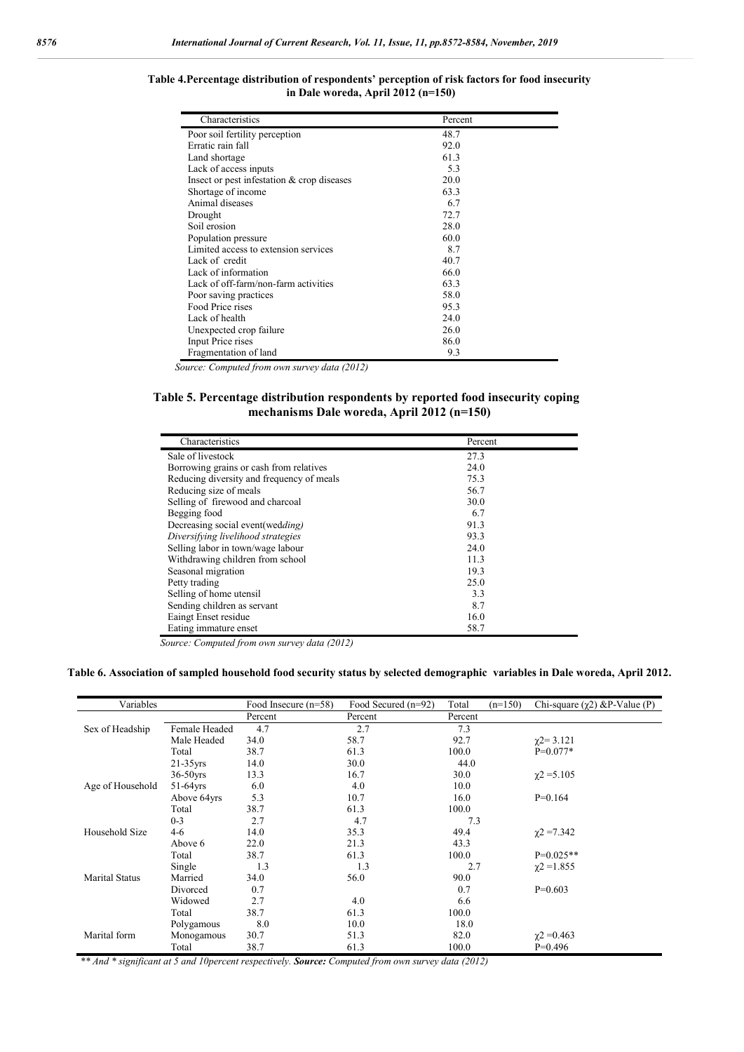**Table 4.Percentage distribution of respondents' perception of risk factors for food insecurity in Dale woreda, April 2012 (n=150)**

| Characteristics | Percent |
|---|---|
| Poor soil fertility perception | 48.7 |
| Erratic rain fall | 92.0 |
| Land shortage | 61.3 |
| Lack of access inputs | 5.3 |
| Insect or pest infestation & crop diseases | 20.0 |
| Shortage of income | 63.3 |
| Animal diseases | 6.7 |
| Drought | 72.7 |
| Soil erosion | 28.0 |
| Population pressure | 60.0 |
| Limited access to extension services | 8.7 |
| Lack of credit | 40.7 |
| Lack of information | 66.0 |
| Lack of off-farm/non-farm activities | 63.3 |
| Poor saving practices | 58.0 |
| Food Price rises | 95.3 |
| Lack of health | 24.0 |
| Unexpected crop failure | 26.0 |
| Input Price rises | 86.0 |
| Fragmentation of land | 9.3 |

*Source: Computed from own survey data (2012)*

**Table 5. Percentage distribution respondents by reported food insecurity coping mechanisms Dale woreda, April 2012 (n=150)**

| Characteristics | Percent |
|---|---|
| Sale of livestock | 27.3 |
| Borrowing grains or cash from relatives | 24.0 |
| Reducing diversity and frequency of meals | 75.3 |
| Reducing size of meals | 56.7 |
| Selling of firewood and charcoal | 30.0 |
| Begging food | 6.7 |
| Decreasing social event(wed*ding)* | 91.3 |
| *Diversifying livelihood strategies* | 93.3 |
| Selling labor in town/wage labour | 24.0 |
| Withdrawing children from school | 11.3 |
| Seasonal migration | 19.3 |
| Petty trading | 25.0 |
| Selling of home utensil | 3.3 |
| Sending children as servant | 8.7 |
| Eaingt Enset residue | 16.0 |
| Eating immature enset | 58.7 |

*Source: Computed from own survey data (2012)*

**Table 6. Association of sampled household food security status by selected demographic variables in Dale woreda, April 2012.**

| Variables | | Food Insecure (n=58) | Food Secured (n=92) | Total (n=150) | Chi-square ($\chi 2$) &P-Value (P) |
|---|---|---|---|---|---|
| | | Percent | Percent | Percent | |
| Sex of Headship | Female Headed | 4.7 | 2.7 | 7.3 | |
| | Male Headed | 34.0 | 58.7 | 92.7 | $\chi 2$= 3.121 |
| | Total | 38.7 | 61.3 | 100.0 | P=0.077* |
| | 21-35yrs | 14.0 | 30.0 | 44.0 | |
| | 36-50yrs | 13.3 | 16.7 | 30.0 | $\chi 2$ =5.105 |
| Age of Household | 51-64yrs | 6.0 | 4.0 | 10.0 | |
| | Above 64yrs | 5.3 | 10.7 | 16.0 | P=0.164 |
| | Total | 38.7 | 61.3 | 100.0 | |
| | 0-3 | 2.7 | 4.7 | 7.3 | |
| Household Size | 4-6 | 14.0 | 35.3 | 49.4 | $\chi 2$ =7.342 |
| | Above 6 | 22.0 | 21.3 | 43.3 | |
| | Total | 38.7 | 61.3 | 100.0 | P=0.025** |
| | Single | 1.3 | 1.3 | 2.7 | $\chi 2$ =1.855 |
| Marital Status | Married | 34.0 | 56.0 | 90.0 | |
| | Divorced | 0.7 | | 0.7 | P=0.603 |
| | Widowed | 2.7 | 4.0 | 6.6 | |
| | Total | 38.7 | 61.3 | 100.0 | |
| | Polygamous | 8.0 | 10.0 | 18.0 | |
| Marital form | Monogamous | 30.7 | 51.3 | 82.0 | $\chi 2$ =0.463 |
| | Total | 38.7 | 61.3 | 100.0 | P=0.496 |

*\*\* And \* significant at 5 and 10percent respectively.* ***Source:*** *Computed from own survey data (2012)*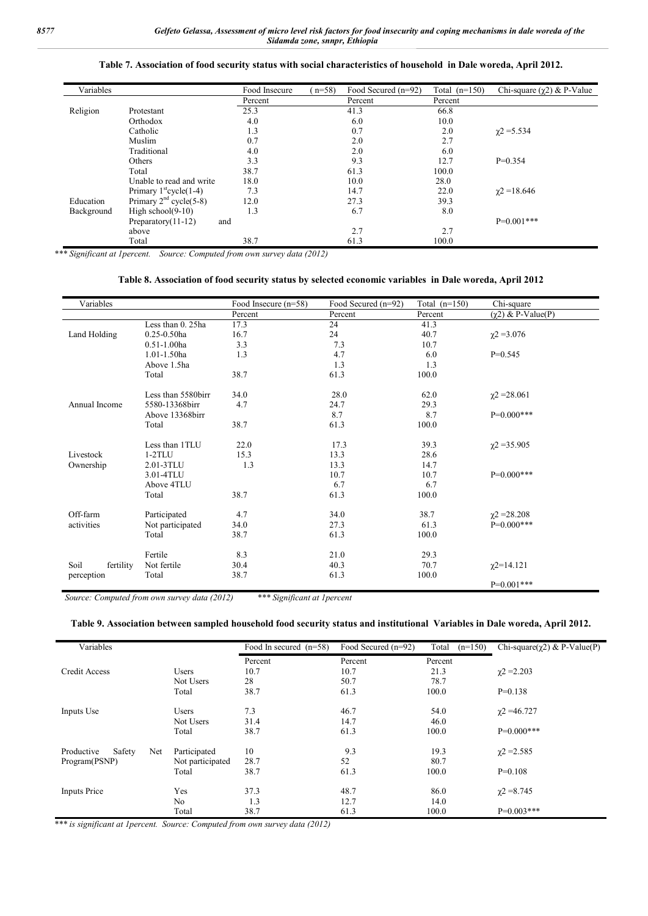**Table 7. Association of food security status with social characteristics of household in Dale woreda, April 2012.**

| Variables | | Food Insecure (n=58) | Food Secured (n=92) | Total (n=150) | Chi-square ($\chi2$) & P-Value |
|---|---|---|---|---|---|
| | | Percent | Percent | Percent | |
| Religion | Protestant | 25.3 | 41.3 | 66.8 | |
| | Orthodox | 4.0 | 6.0 | 10.0 | |
| | Catholic | 1.3 | 0.7 | 2.0 | $\chi2$ =5.534 |
| | Muslim | 0.7 | 2.0 | 2.7 | |
| | Traditional | 4.0 | 2.0 | 6.0 | |
| | Others | 3.3 | 9.3 | 12.7 | P=0.354 |
| | Total | 38.7 | 61.3 | 100.0 | |
| Education Background | Unable to read and write | 18.0 | 10.0 | 28.0 | |
| | Primary 1st cycle(1-4) | 7.3 | 14.7 | 22.0 | $\chi2$ =18.646 |
| | Primary 2nd cycle(5-8) | 12.0 | 27.3 | 39.3 | |
| | High school(9-10) | 1.3 | 6.7 | 8.0 | |
| | Preparatory(11-12) and above | | 2.7 | 2.7 | P=0.001*** |
| | Total | 38.7 | 61.3 | 100.0 | |

*\*\*\* Significant at 1percent. Source: Computed from own survey data (2012)*

**Table 8. Association of food security status by selected economic variables in Dale woreda, April 2012**

| Variables | | Food Insecure (n=58) | Food Secured (n=92) | Total (n=150) | Chi-square |
|---|---|---|---|---|---|
| | | Percent | Percent | Percent | ($\chi2$) & P-Value(P) |
| Land Holding | Less than 0. 25ha | 17.3 | 24 | 41.3 | |
| | 0.25-0.50ha | 16.7 | 24 | 40.7 | $\chi2$ =3.076 |
| | 0.51-1.00ha | 3.3 | 7.3 | 10.7 | |
| | 1.01-1.50ha | 1.3 | 4.7 | 6.0 | P=0.545 |
| | Above 1.5ha | | 1.3 | 1.3 | |
| | Total | 38.7 | 61.3 | 100.0 | |
| Annual Income | Less than 5580birr | 34.0 | 28.0 | 62.0 | $\chi2$ =28.061 |
| | 5580-13368birr | 4.7 | 24.7 | 29.3 | |
| | Above 13368birr | | 8.7 | 8.7 | P=0.000*** |
| | Total | 38.7 | 61.3 | 100.0 | |
| Livestock Ownership | Less than 1TLU | 22.0 | 17.3 | 39.3 | $\chi2$ =35.905 |
| | 1-2TLU | 15.3 | 13.3 | 28.6 | |
| | 2.01-3TLU | 1.3 | 13.3 | 14.7 | |
| | 3.01-4TLU | | 10.7 | 10.7 | P=0.000*** |
| | Above 4TLU | | 6.7 | 6.7 | |
| | Total | 38.7 | 61.3 | 100.0 | |
| Off-farm activities | Participated | 4.7 | 34.0 | 38.7 | $\chi2$ =28.208 |
| | Not participated | 34.0 | 27.3 | 61.3 | P=0.000*** |
| | Total | 38.7 | 61.3 | 100.0 | |
| Soil fertility perception | Fertile | 8.3 | 21.0 | 29.3 | |
| | Not fertile | 30.4 | 40.3 | 70.7 | $\chi2$=14.121 |
| | Total | 38.7 | 61.3 | 100.0 | P=0.001*** |

*Source: Computed from own survey data (2012) \*\*\* Significant at 1percent*

**Table 9. Association between sampled household food security status and institutional Variables in Dale woreda, April 2012.**

| Variables | | Food In secured (n=58) | Food Secured (n=92) | Total (n=150) | Chi-square($\chi2$) & P-Value(P) |
|---|---|---|---|---|---|
| | | Percent | Percent | Percent | |
| Credit Access | Users | 10.7 | 10.7 | 21.3 | $\chi2$ =2.203 |
| | Not Users | 28 | 50.7 | 78.7 | |
| | Total | 38.7 | 61.3 | 100.0 | P=0.138 |
| Inputs Use | Users | 7.3 | 46.7 | 54.0 | $\chi2$ =46.727 |
| | Not Users | 31.4 | 14.7 | 46.0 | |
| | Total | 38.7 | 61.3 | 100.0 | P=0.000*** |
| Productive Safety Net Program(PSNP) | Participated | 10 | 9.3 | 19.3 | $\chi2$ =2.585 |
| | Not participated | 28.7 | 52 | 80.7 | |
| | Total | 38.7 | 61.3 | 100.0 | P=0.108 |
| Inputs Price | Yes | 37.3 | 48.7 | 86.0 | $\chi2$ =8.745 |
| | No | 1.3 | 12.7 | 14.0 | |
| | Total | 38.7 | 61.3 | 100.0 | P=0.003*** |

*\*\*\* is significant at 1percent. Source: Computed from own survey data (2012)*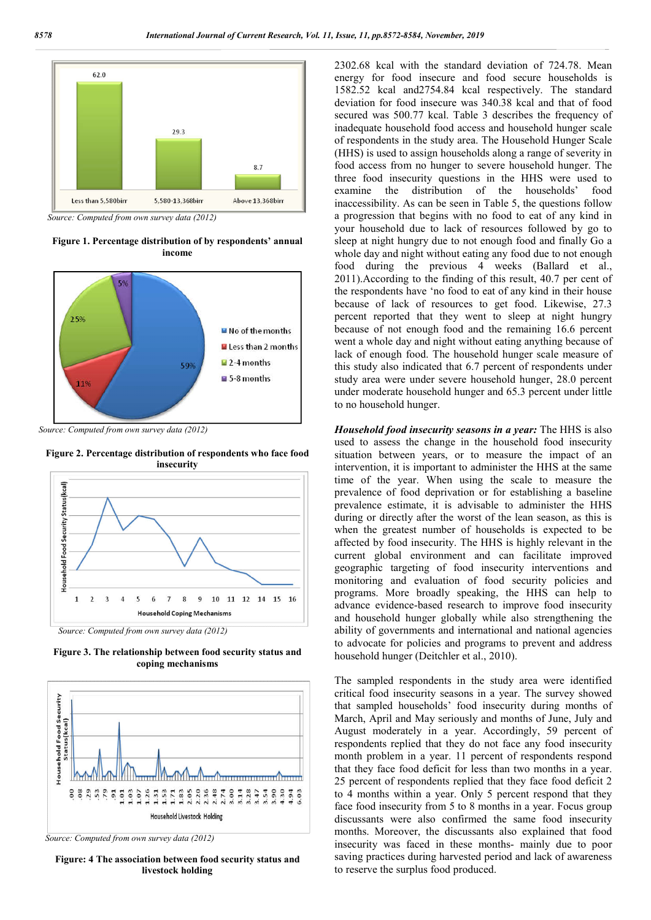Source: Computed from own survey data (2012)

**Figure 1. Percentage distribution of by respondents' annual income**

Source: Computed from own survey data (2012)

**Figure 2. Percentage distribution of respondents who face food insecurity**

Source: Computed from own survey data (2012)

**Figure 3. The relationship between food security status and coping mechanisms**

Source: Computed from own survey data (2012)

**Figure: 4 The association between food security status and livestock holding**

2302.68 kcal with the standard deviation of 724.78. Mean energy for food insecure and food secure households is 1582.52 kcal and2754.84 kcal respectively. The standard deviation for food insecure was 340.38 kcal and that of food secured was 500.77 kcal. Table 3 describes the frequency of inadequate household food access and household hunger scale of respondents in the study area. The Household Hunger Scale (HHS) is used to assign households along a range of severity in food access from no hunger to severe household hunger. The three food insecurity questions in the HHS were used to examine the distribution of the households' food inaccessibility. As can be seen in Table 5, the questions follow a progression that begins with no food to eat of any kind in your household due to lack of resources followed by go to sleep at night hungry due to not enough food and finally Go a whole day and night without eating any food due to not enough food during the previous 4 weeks (Ballard et al., 2011).According to the finding of this result, 40.7 per cent of the respondents have 'no food to eat of any kind in their house because of lack of resources to get food. Likewise, 27.3 percent reported that they went to sleep at night hungry because of not enough food and the remaining 16.6 percent went a whole day and night without eating anything because of lack of enough food. The household hunger scale measure of this study also indicated that 6.7 percent of respondents under study area were under severe household hunger, 28.0 percent under moderate household hunger and 65.3 percent under little to no household hunger.

***Household food insecurity seasons in a year:*** The HHS is also used to assess the change in the household food insecurity situation between years, or to measure the impact of an intervention, it is important to administer the HHS at the same time of the year. When using the scale to measure the prevalence of food deprivation or for establishing a baseline prevalence estimate, it is advisable to administer the HHS during or directly after the worst of the lean season, as this is when the greatest number of households is expected to be affected by food insecurity. The HHS is highly relevant in the current global environment and can facilitate improved geographic targeting of food insecurity interventions and monitoring and evaluation of food security policies and programs. More broadly speaking, the HHS can help to advance evidence-based research to improve food insecurity and household hunger globally while also strengthening the ability of governments and international and national agencies to advocate for policies and programs to prevent and address household hunger (Deitchler et al., 2010).

The sampled respondents in the study area were identified critical food insecurity seasons in a year. The survey showed that sampled households' food insecurity during months of March, April and May seriously and months of June, July and August moderately in a year. Accordingly, 59 percent of respondents replied that they do not face any food insecurity month problem in a year. 11 percent of respondents respond that they face food deficit for less than two months in a year. 25 percent of respondents replied that they face food deficit 2 to 4 months within a year. Only 5 percent respond that they face food insecurity from 5 to 8 months in a year. Focus group discussants were also confirmed the same food insecurity months. Moreover, the discussants also explained that food insecurity was faced in these months- mainly due to poor saving practices during harvested period and lack of awareness to reserve the surplus food produced.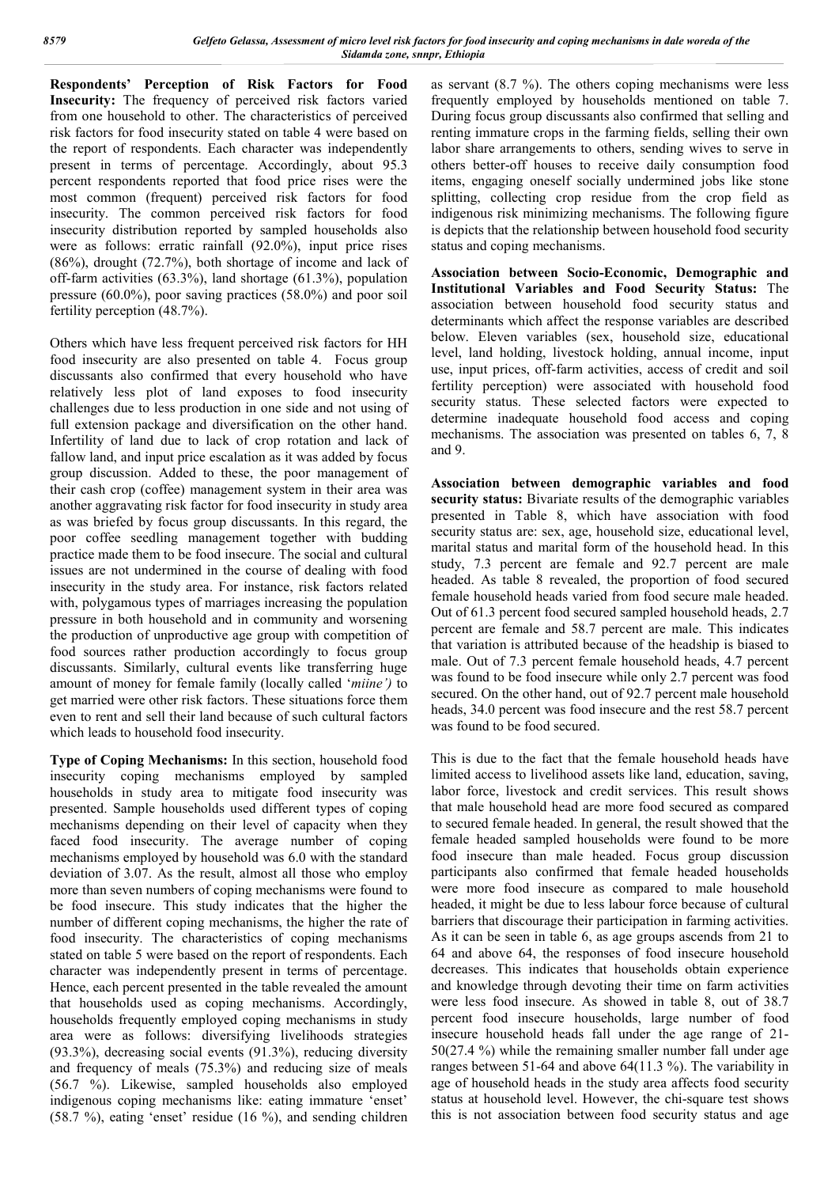**Respondents' Perception of Risk Factors for Food Insecurity:** The frequency of perceived risk factors varied from one household to other. The characteristics of perceived risk factors for food insecurity stated on table 4 were based on the report of respondents. Each character was independently present in terms of percentage. Accordingly, about 95.3 percent respondents reported that food price rises were the most common (frequent) perceived risk factors for food insecurity. The common perceived risk factors for food insecurity distribution reported by sampled households also were as follows: erratic rainfall (92.0%), input price rises (86%), drought (72.7%), both shortage of income and lack of off-farm activities (63.3%), land shortage (61.3%), population pressure (60.0%), poor saving practices (58.0%) and poor soil fertility perception (48.7%).

Others which have less frequent perceived risk factors for HH food insecurity are also presented on table 4. Focus group discussants also confirmed that every household who have relatively less plot of land exposes to food insecurity challenges due to less production in one side and not using of full extension package and diversification on the other hand. Infertility of land due to lack of crop rotation and lack of fallow land, and input price escalation as it was added by focus group discussion. Added to these, the poor management of their cash crop (coffee) management system in their area was another aggravating risk factor for food insecurity in study area as was briefed by focus group discussants. In this regard, the poor coffee seedling management together with budding practice made them to be food insecure. The social and cultural issues are not undermined in the course of dealing with food insecurity in the study area. For instance, risk factors related with, polygamous types of marriages increasing the population pressure in both household and in community and worsening the production of unproductive age group with competition of food sources rather production accordingly to focus group discussants. Similarly, cultural events like transferring huge amount of money for female family (locally called '*miine')* to get married were other risk factors. These situations force them even to rent and sell their land because of such cultural factors which leads to household food insecurity.

**Type of Coping Mechanisms:** In this section, household food insecurity coping mechanisms employed by sampled households in study area to mitigate food insecurity was presented. Sample households used different types of coping mechanisms depending on their level of capacity when they faced food insecurity. The average number of coping mechanisms employed by household was 6.0 with the standard deviation of 3.07. As the result, almost all those who employ more than seven numbers of coping mechanisms were found to be food insecure. This study indicates that the higher the number of different coping mechanisms, the higher the rate of food insecurity. The characteristics of coping mechanisms stated on table 5 were based on the report of respondents. Each character was independently present in terms of percentage. Hence, each percent presented in the table revealed the amount that households used as coping mechanisms. Accordingly, households frequently employed coping mechanisms in study area were as follows: diversifying livelihoods strategies (93.3%), decreasing social events (91.3%), reducing diversity and frequency of meals (75.3%) and reducing size of meals (56.7 %). Likewise, sampled households also employed indigenous coping mechanisms like: eating immature 'enset' (58.7 %), eating 'enset' residue (16 %), and sending children as servant (8.7 %). The others coping mechanisms were less frequently employed by households mentioned on table 7. During focus group discussants also confirmed that selling and renting immature crops in the farming fields, selling their own labor share arrangements to others, sending wives to serve in others better-off houses to receive daily consumption food items, engaging oneself socially undermined jobs like stone splitting, collecting crop residue from the crop field as indigenous risk minimizing mechanisms. The following figure is depicts that the relationship between household food security status and coping mechanisms.

**Association between Socio-Economic, Demographic and Institutional Variables and Food Security Status:** The association between household food security status and determinants which affect the response variables are described below. Eleven variables (sex, household size, educational level, land holding, livestock holding, annual income, input use, input prices, off-farm activities, access of credit and soil fertility perception) were associated with household food security status. These selected factors were expected to determine inadequate household food access and coping mechanisms. The association was presented on tables 6, 7, 8 and 9.

**Association between demographic variables and food security status:** Bivariate results of the demographic variables presented in Table 8, which have association with food security status are: sex, age, household size, educational level, marital status and marital form of the household head. In this study, 7.3 percent are female and 92.7 percent are male headed. As table 8 revealed, the proportion of food secured female household heads varied from food secure male headed. Out of 61.3 percent food secured sampled household heads, 2.7 percent are female and 58.7 percent are male. This indicates that variation is attributed because of the headship is biased to male. Out of 7.3 percent female household heads, 4.7 percent was found to be food insecure while only 2.7 percent was food secured. On the other hand, out of 92.7 percent male household heads, 34.0 percent was food insecure and the rest 58.7 percent was found to be food secured.

This is due to the fact that the female household heads have limited access to livelihood assets like land, education, saving, labor force, livestock and credit services. This result shows that male household head are more food secured as compared to secured female headed. In general, the result showed that the female headed sampled households were found to be more food insecure than male headed. Focus group discussion participants also confirmed that female headed households were more food insecure as compared to male household headed, it might be due to less labour force because of cultural barriers that discourage their participation in farming activities. As it can be seen in table 6, as age groups ascends from 21 to 64 and above 64, the responses of food insecure household decreases. This indicates that households obtain experience and knowledge through devoting their time on farm activities were less food insecure. As showed in table 8, out of 38.7 percent food insecure households, large number of food insecure household heads fall under the age range of 21-50(27.4 %) while the remaining smaller number fall under age ranges between 51-64 and above 64(11.3 %). The variability in age of household heads in the study area affects food security status at household level. However, the chi-square test shows this is not association between food security status and age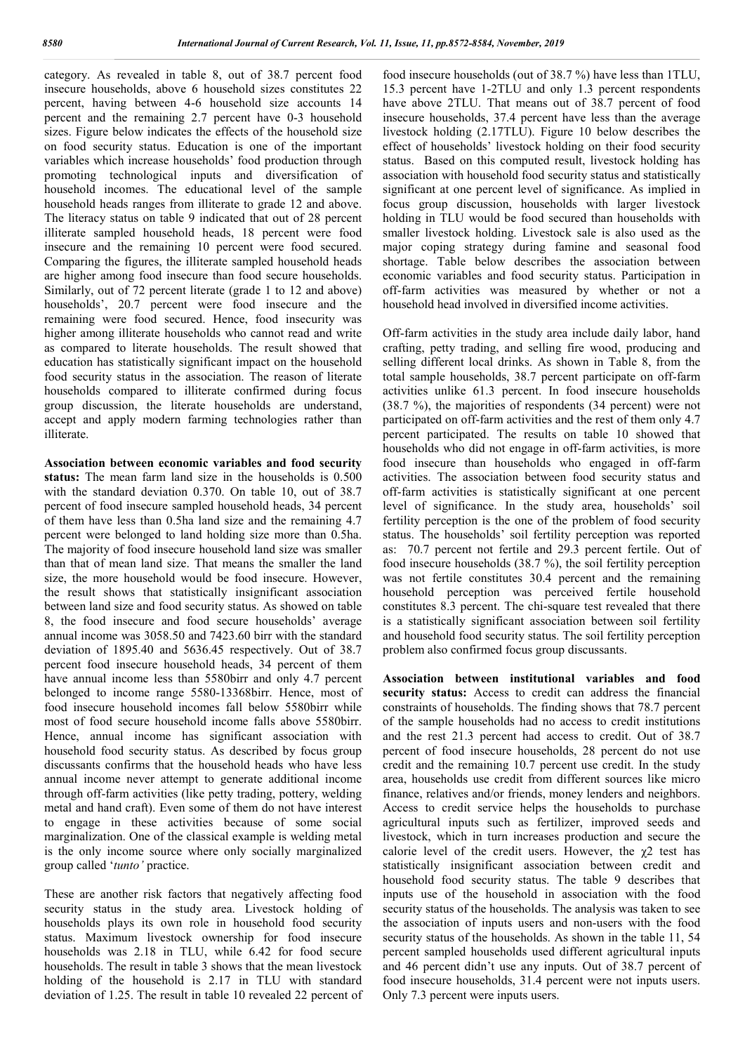category. As revealed in table 8, out of 38.7 percent food insecure households, above 6 household sizes constitutes 22 percent, having between 4-6 household size accounts 14 percent and the remaining 2.7 percent have 0-3 household sizes. Figure below indicates the effects of the household size on food security status. Education is one of the important variables which increase households' food production through promoting technological inputs and diversification of household incomes. The educational level of the sample household heads ranges from illiterate to grade 12 and above. The literacy status on table 9 indicated that out of 28 percent illiterate sampled household heads, 18 percent were food insecure and the remaining 10 percent were food secured. Comparing the figures, the illiterate sampled household heads are higher among food insecure than food secure households. Similarly, out of 72 percent literate (grade 1 to 12 and above) households', 20.7 percent were food insecure and the remaining were food secured. Hence, food insecurity was higher among illiterate households who cannot read and write as compared to literate households. The result showed that education has statistically significant impact on the household food security status in the association. The reason of literate households compared to illiterate confirmed during focus group discussion, the literate households are understand, accept and apply modern farming technologies rather than illiterate.

**Association between economic variables and food security status:** The mean farm land size in the households is 0.500 with the standard deviation 0.370. On table 10, out of 38.7 percent of food insecure sampled household heads, 34 percent of them have less than 0.5ha land size and the remaining 4.7 percent were belonged to land holding size more than 0.5ha. The majority of food insecure household land size was smaller than that of mean land size. That means the smaller the land size, the more household would be food insecure. However, the result shows that statistically insignificant association between land size and food security status. As showed on table 8, the food insecure and food secure households' average annual income was 3058.50 and 7423.60 birr with the standard deviation of 1895.40 and 5636.45 respectively. Out of 38.7 percent food insecure household heads, 34 percent of them have annual income less than 5580birr and only 4.7 percent belonged to income range 5580-13368birr. Hence, most of food insecure household incomes fall below 5580birr while most of food secure household income falls above 5580birr. Hence, annual income has significant association with household food security status. As described by focus group discussants confirms that the household heads who have less annual income never attempt to generate additional income through off-farm activities (like petty trading, pottery, welding metal and hand craft). Even some of them do not have interest to engage in these activities because of some social marginalization. One of the classical example is welding metal is the only income source where only socially marginalized group called '*tunto'* practice.

These are another risk factors that negatively affecting food security status in the study area. Livestock holding of households plays its own role in household food security status. Maximum livestock ownership for food insecure households was 2.18 in TLU, while 6.42 for food secure households. The result in table 3 shows that the mean livestock holding of the household is 2.17 in TLU with standard deviation of 1.25. The result in table 10 revealed 22 percent of food insecure households (out of 38.7 %) have less than 1TLU, 15.3 percent have 1-2TLU and only 1.3 percent respondents have above 2TLU. That means out of 38.7 percent of food insecure households, 37.4 percent have less than the average livestock holding (2.17TLU). Figure 10 below describes the effect of households' livestock holding on their food security status. Based on this computed result, livestock holding has association with household food security status and statistically significant at one percent level of significance. As implied in focus group discussion, households with larger livestock holding in TLU would be food secured than households with smaller livestock holding. Livestock sale is also used as the major coping strategy during famine and seasonal food shortage. Table below describes the association between economic variables and food security status. Participation in off-farm activities was measured by whether or not a household head involved in diversified income activities.

Off-farm activities in the study area include daily labor, hand crafting, petty trading, and selling fire wood, producing and selling different local drinks. As shown in Table 8, from the total sample households, 38.7 percent participate on off-farm activities unlike 61.3 percent. In food insecure households (38.7 %), the majorities of respondents (34 percent) were not participated on off-farm activities and the rest of them only 4.7 percent participated. The results on table 10 showed that households who did not engage in off-farm activities, is more food insecure than households who engaged in off-farm activities. The association between food security status and off-farm activities is statistically significant at one percent level of significance. In the study area, households' soil fertility perception is the one of the problem of food security status. The households' soil fertility perception was reported as: 70.7 percent not fertile and 29.3 percent fertile. Out of food insecure households (38.7 %), the soil fertility perception was not fertile constitutes 30.4 percent and the remaining household perception was perceived fertile household constitutes 8.3 percent. The chi-square test revealed that there is a statistically significant association between soil fertility and household food security status. The soil fertility perception problem also confirmed focus group discussants.

**Association between institutional variables and food security status:** Access to credit can address the financial constraints of households. The finding shows that 78.7 percent of the sample households had no access to credit institutions and the rest 21.3 percent had access to credit. Out of 38.7 percent of food insecure households, 28 percent do not use credit and the remaining 10.7 percent use credit. In the study area, households use credit from different sources like micro finance, relatives and/or friends, money lenders and neighbors. Access to credit service helps the households to purchase agricultural inputs such as fertilizer, improved seeds and livestock, which in turn increases production and secure the calorie level of the credit users. However, the $\chi2$ test has statistically insignificant association between credit and household food security status. The table 9 describes that inputs use of the household in association with the food security status of the households. The analysis was taken to see the association of inputs users and non-users with the food security status of the households. As shown in the table 11, 54 percent sampled households used different agricultural inputs and 46 percent didn't use any inputs. Out of 38.7 percent of food insecure households, 31.4 percent were not inputs users. Only 7.3 percent were inputs users.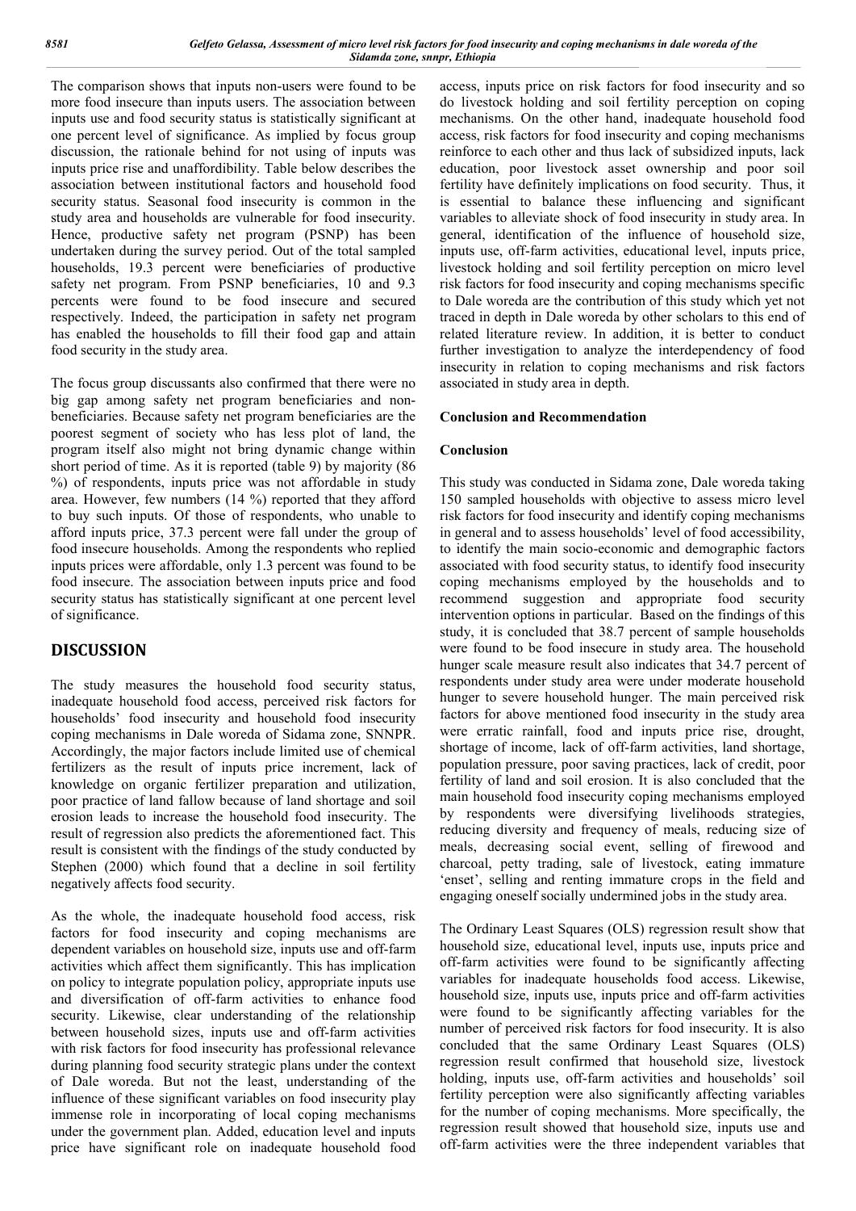The comparison shows that inputs non-users were found to be more food insecure than inputs users. The association between inputs use and food security status is statistically significant at one percent level of significance. As implied by focus group discussion, the rationale behind for not using of inputs was inputs price rise and unaffordibility. Table below describes the association between institutional factors and household food security status. Seasonal food insecurity is common in the study area and households are vulnerable for food insecurity. Hence, productive safety net program (PSNP) has been undertaken during the survey period. Out of the total sampled households, 19.3 percent were beneficiaries of productive safety net program. From PSNP beneficiaries, 10 and 9.3 percents were found to be food insecure and secured respectively. Indeed, the participation in safety net program has enabled the households to fill their food gap and attain food security in the study area.

The focus group discussants also confirmed that there were no big gap among safety net program beneficiaries and non-beneficiaries. Because safety net program beneficiaries are the poorest segment of society who has less plot of land, the program itself also might not bring dynamic change within short period of time. As it is reported (table 9) by majority (86 %) of respondents, inputs price was not affordable in study area. However, few numbers (14 %) reported that they afford to buy such inputs. Of those of respondents, who unable to afford inputs price, 37.3 percent were fall under the group of food insecure households. Among the respondents who replied inputs prices were affordable, only 1.3 percent was found to be food insecure. The association between inputs price and food security status has statistically significant at one percent level of significance.

## DISCUSSION

The study measures the household food security status, inadequate household food access, perceived risk factors for households' food insecurity and household food insecurity coping mechanisms in Dale woreda of Sidama zone, SNNPR. Accordingly, the major factors include limited use of chemical fertilizers as the result of inputs price increment, lack of knowledge on organic fertilizer preparation and utilization, poor practice of land fallow because of land shortage and soil erosion leads to increase the household food insecurity. The result of regression also predicts the aforementioned fact. This result is consistent with the findings of the study conducted by Stephen (2000) which found that a decline in soil fertility negatively affects food security.

As the whole, the inadequate household food access, risk factors for food insecurity and coping mechanisms are dependent variables on household size, inputs use and off-farm activities which affect them significantly. This has implication on policy to integrate population policy, appropriate inputs use and diversification of off-farm activities to enhance food security. Likewise, clear understanding of the relationship between household sizes, inputs use and off-farm activities with risk factors for food insecurity has professional relevance during planning food security strategic plans under the context of Dale woreda. But not the least, understanding of the influence of these significant variables on food insecurity play immense role in incorporating of local coping mechanisms under the government plan. Added, education level and inputs price have significant role on inadequate household food access, inputs price on risk factors for food insecurity and so do livestock holding and soil fertility perception on coping mechanisms. On the other hand, inadequate household food access, risk factors for food insecurity and coping mechanisms reinforce to each other and thus lack of subsidized inputs, lack education, poor livestock asset ownership and poor soil fertility have definitely implications on food security. Thus, it is essential to balance these influencing and significant variables to alleviate shock of food insecurity in study area. In general, identification of the influence of household size, inputs use, off-farm activities, educational level, inputs price, livestock holding and soil fertility perception on micro level risk factors for food insecurity and coping mechanisms specific to Dale woreda are the contribution of this study which yet not traced in depth in Dale woreda by other scholars to this end of related literature review. In addition, it is better to conduct further investigation to analyze the interdependency of food insecurity in relation to coping mechanisms and risk factors associated in study area in depth.

## Conclusion and Recommendation

### Conclusion

This study was conducted in Sidama zone, Dale woreda taking 150 sampled households with objective to assess micro level risk factors for food insecurity and identify coping mechanisms in general and to assess households' level of food accessibility, to identify the main socio-economic and demographic factors associated with food security status, to identify food insecurity coping mechanisms employed by the households and to recommend suggestion and appropriate food security intervention options in particular. Based on the findings of this study, it is concluded that 38.7 percent of sample households were found to be food insecure in study area. The household hunger scale measure result also indicates that 34.7 percent of respondents under study area were under moderate household hunger to severe household hunger. The main perceived risk factors for above mentioned food insecurity in the study area were erratic rainfall, food and inputs price rise, drought, shortage of income, lack of off-farm activities, land shortage, population pressure, poor saving practices, lack of credit, poor fertility of land and soil erosion. It is also concluded that the main household food insecurity coping mechanisms employed by respondents were diversifying livelihoods strategies, reducing diversity and frequency of meals, reducing size of meals, decreasing social event, selling of firewood and charcoal, petty trading, sale of livestock, eating immature 'enset', selling and renting immature crops in the field and engaging oneself socially undermined jobs in the study area.

The Ordinary Least Squares (OLS) regression result show that household size, educational level, inputs use, inputs price and off-farm activities were found to be significantly affecting variables for inadequate households food access. Likewise, household size, inputs use, inputs price and off-farm activities were found to be significantly affecting variables for the number of perceived risk factors for food insecurity. It is also concluded that the same Ordinary Least Squares (OLS) regression result confirmed that household size, livestock holding, inputs use, off-farm activities and households' soil fertility perception were also significantly affecting variables for the number of coping mechanisms. More specifically, the regression result showed that household size, inputs use and off-farm activities were the three independent variables that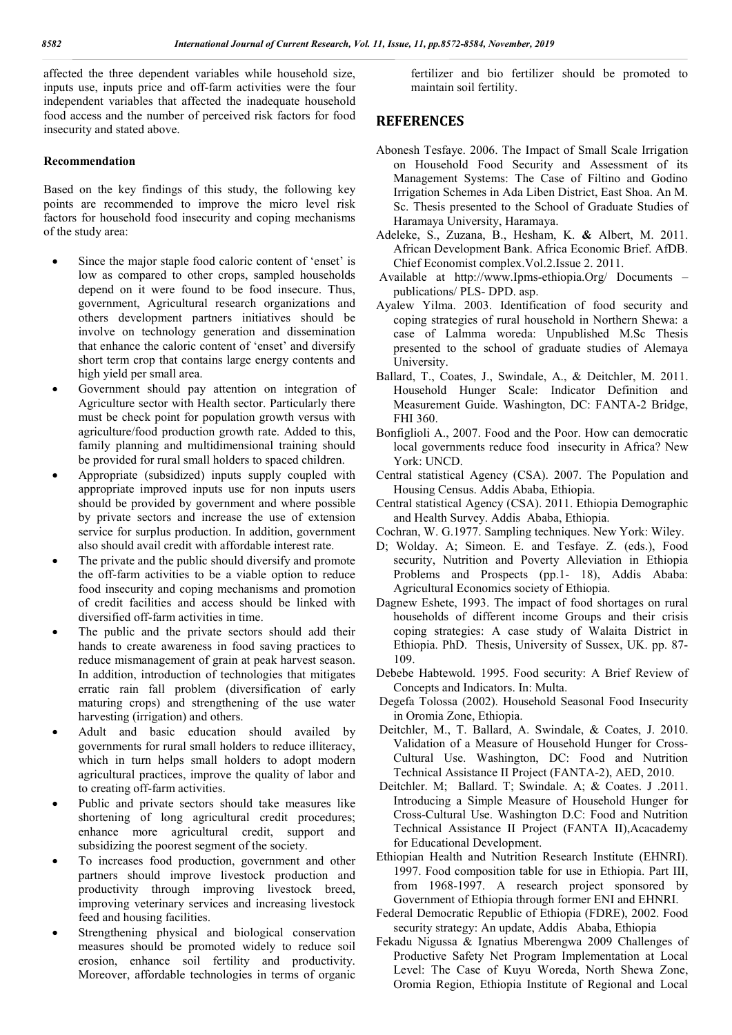affected the three dependent variables while household size, inputs use, inputs price and off-farm activities were the four independent variables that affected the inadequate household food access and the number of perceived risk factors for food insecurity and stated above.

### Recommendation

Based on the key findings of this study, the following key points are recommended to improve the micro level risk factors for household food insecurity and coping mechanisms of the study area:

- Since the major staple food caloric content of 'enset' is low as compared to other crops, sampled households depend on it were found to be food insecure. Thus, government, Agricultural research organizations and others development partners initiatives should be involve on technology generation and dissemination that enhance the caloric content of 'enset' and diversify short term crop that contains large energy contents and high yield per small area.
- Government should pay attention on integration of Agriculture sector with Health sector. Particularly there must be check point for population growth versus with agriculture/food production growth rate. Added to this, family planning and multidimensional training should be provided for rural small holders to spaced children.
- Appropriate (subsidized) inputs supply coupled with appropriate improved inputs use for non inputs users should be provided by government and where possible by private sectors and increase the use of extension service for surplus production. In addition, government also should avail credit with affordable interest rate.
- The private and the public should diversify and promote the off-farm activities to be a viable option to reduce food insecurity and coping mechanisms and promotion of credit facilities and access should be linked with diversified off-farm activities in time.
- The public and the private sectors should add their hands to create awareness in food saving practices to reduce mismanagement of grain at peak harvest season. In addition, introduction of technologies that mitigates erratic rain fall problem (diversification of early maturing crops) and strengthening of the use water harvesting (irrigation) and others.
- Adult and basic education should availed by governments for rural small holders to reduce illiteracy, which in turn helps small holders to adopt modern agricultural practices, improve the quality of labor and to creating off-farm activities.
- Public and private sectors should take measures like shortening of long agricultural credit procedures; enhance more agricultural credit, support and subsidizing the poorest segment of the society.
- To increases food production, government and other partners should improve livestock production and productivity through improving livestock breed, improving veterinary services and increasing livestock feed and housing facilities.
- Strengthening physical and biological conservation measures should be promoted widely to reduce soil erosion, enhance soil fertility and productivity. Moreover, affordable technologies in terms of organic fertilizer and bio fertilizer should be promoted to maintain soil fertility.

## REFERENCES

Abonesh Tesfaye. 2006. The Impact of Small Scale Irrigation on Household Food Security and Assessment of its Management Systems: The Case of Filtino and Godino Irrigation Schemes in Ada Liben District, East Shoa. An M. Sc. Thesis presented to the School of Graduate Studies of Haramaya University, Haramaya.

Adeleke, S., Zuzana, B., Hesham, K. **&** Albert, M. 2011. African Development Bank. Africa Economic Brief. AfDB. Chief Economist complex.Vol.2.Issue 2. 2011.

Available at http://www.Ipms-ethiopia.Org/ Documents – publications/ PLS- DPD. asp.

Ayalew Yilma. 2003. Identification of food security and coping strategies of rural household in Northern Shewa: a case of Lalmma woreda: Unpublished M.Sc Thesis presented to the school of graduate studies of Alemaya University.

Ballard, T., Coates, J., Swindale, A., & Deitchler, M. 2011. Household Hunger Scale: Indicator Definition and Measurement Guide. Washington, DC: FANTA-2 Bridge, FHI 360.

Bonfiglioli A., 2007. Food and the Poor. How can democratic local governments reduce food insecurity in Africa? New York: UNCD.

Central statistical Agency (CSA). 2007. The Population and Housing Census. Addis Ababa, Ethiopia.

Central statistical Agency (CSA). 2011. Ethiopia Demographic and Health Survey. Addis Ababa, Ethiopia.

Cochran, W. G.1977. Sampling techniques. New York: Wiley.

D; Wolday. A; Simeon. E. and Tesfaye. Z. (eds.), Food security, Nutrition and Poverty Alleviation in Ethiopia Problems and Prospects (pp.1- 18), Addis Ababa: Agricultural Economics society of Ethiopia.

Dagnew Eshete, 1993. The impact of food shortages on rural households of different income Groups and their crisis coping strategies: A case study of Walaita District in Ethiopia. PhD. Thesis, University of Sussex, UK. pp. 87-109.

Debebe Habtewold. 1995. Food security: A Brief Review of Concepts and Indicators. In: Multa.

Degefa Tolossa (2002). Household Seasonal Food Insecurity in Oromia Zone, Ethiopia.

Deitchler, M., T. Ballard, A. Swindale, & Coates, J. 2010. Validation of a Measure of Household Hunger for Cross-Cultural Use. Washington, DC: Food and Nutrition Technical Assistance II Project (FANTA-2), AED, 2010.

Deitchler. M; Ballard. T; Swindale. A; & Coates. J .2011. Introducing a Simple Measure of Household Hunger for Cross-Cultural Use. Washington D.C: Food and Nutrition Technical Assistance II Project (FANTA II),Acacademy for Educational Development.

Ethiopian Health and Nutrition Research Institute (EHNRI). 1997. Food composition table for use in Ethiopia. Part III, from 1968-1997. A research project sponsored by Government of Ethiopia through former ENI and EHNRI.

Federal Democratic Republic of Ethiopia (FDRE), 2002. Food security strategy: An update, Addis Ababa, Ethiopia

Fekadu Nigussa & Ignatius Mberengwa 2009 Challenges of Productive Safety Net Program Implementation at Local Level: The Case of Kuyu Woreda, North Shewa Zone, Oromia Region, Ethiopia Institute of Regional and Local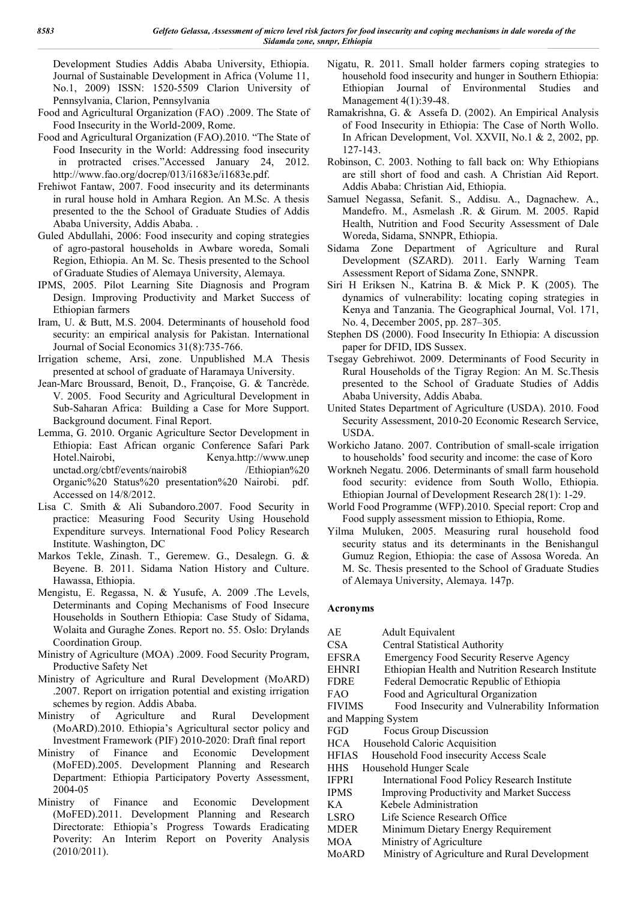Development Studies Addis Ababa University, Ethiopia. Journal of Sustainable Development in Africa (Volume 11, No.1, 2009) ISSN: 1520-5509 Clarion University of Pennsylvania, Clarion, Pennsylvania

Food and Agricultural Organization (FAO) .2009. The State of Food Insecurity in the World-2009, Rome.

Food and Agricultural Organization (FAO).2010. "The State of Food Insecurity in the World: Addressing food insecurity in protracted crises."Accessed January 24, 2012. http://www.fao.org/docrep/013/i1683e/i1683e.pdf.

Frehiwot Fantaw, 2007. Food insecurity and its determinants in rural house hold in Amhara Region. An M.Sc. A thesis presented to the the School of Graduate Studies of Addis Ababa University, Addis Ababa. .

Guled Abdullahi, 2006: Food insecurity and coping strategies of agro-pastoral households in Awbare woreda, Somali Region, Ethiopia. An M. Sc. Thesis presented to the School of Graduate Studies of Alemaya University, Alemaya.

IPMS, 2005. Pilot Learning Site Diagnosis and Program Design. Improving Productivity and Market Success of Ethiopian farmers

Iram, U. & Butt, M.S. 2004. Determinants of household food security: an empirical analysis for Pakistan. International Journal of Social Economics 31(8):735-766.

Irrigation scheme, Arsi, zone. Unpublished M.A Thesis presented at school of graduate of Haramaya University.

Jean-Marc Broussard, Benoit, D., Françoise, G. & Tancrède. V. 2005. Food Security and Agricultural Development in Sub-Saharan Africa: Building a Case for More Support. Background document. Final Report.

Lemma, G. 2010. Organic Agriculture Sector Development in Ethiopia: East African organic Conference Safari Park Hotel.Nairobi, Kenya.http://www.unep unctad.org/cbtf/events/nairobi8 /Ethiopian%20 Organic%20 Status%20 presentation%20 Nairobi. pdf. Accessed on 14/8/2012.

Lisa C. Smith & Ali Subandoro.2007. Food Security in practice: Measuring Food Security Using Household Expenditure surveys. International Food Policy Research Institute. Washington, DC

Markos Tekle, Zinash. T., Geremew. G., Desalegn. G. & Beyene. B. 2011. Sidama Nation History and Culture. Hawassa, Ethiopia.

Mengistu, E. Regassa, N. & Yusufe, A. 2009 .The Levels, Determinants and Coping Mechanisms of Food Insecure Households in Southern Ethiopia: Case Study of Sidama, Wolaita and Guraghe Zones. Report no. 55. Oslo: Drylands Coordination Group.

Ministry of Agriculture (MOA) .2009. Food Security Program, Productive Safety Net

Ministry of Agriculture and Rural Development (MoARD) .2007. Report on irrigation potential and existing irrigation schemes by region. Addis Ababa.

Ministry of Agriculture and Rural Development (MoARD).2010. Ethiopia's Agricultural sector policy and Investment Framework (PIF) 2010-2020: Draft final report

Ministry of Finance and Economic Development (MoFED).2005. Development Planning and Research Department: Ethiopia Participatory Poverty Assessment, 2004-05

Ministry of Finance and Economic Development (MoFED).2011. Development Planning and Research Directorate: Ethiopia's Progress Towards Eradicating Poverity: An Interim Report on Poverity Analysis (2010/2011).

Nigatu, R. 2011. Small holder farmers coping strategies to household food insecurity and hunger in Southern Ethiopia: Ethiopian Journal of Environmental Studies and Management 4(1):39-48.

Ramakrishna, G. & Assefa D. (2002). An Empirical Analysis of Food Insecurity in Ethiopia: The Case of North Wollo. In African Development, Vol. XXVII, No.1 & 2, 2002, pp. 127-143.

Robinson, C. 2003. Nothing to fall back on: Why Ethiopians are still short of food and cash. A Christian Aid Report. Addis Ababa: Christian Aid, Ethiopia.

Samuel Negassa, Sefanit. S., Addisu. A., Dagnachew. A., Mandefro. M., Asmelash .R. & Girum. M. 2005. Rapid Health, Nutrition and Food Security Assessment of Dale Woreda, Sidama, SNNPR, Ethiopia.

Sidama Zone Department of Agriculture and Rural Development (SZARD). 2011. Early Warning Team Assessment Report of Sidama Zone, SNNPR.

Siri H Eriksen N., Katrina B. & Mick P. K (2005). The dynamics of vulnerability: locating coping strategies in Kenya and Tanzania. The Geographical Journal, Vol. 171, No. 4, December 2005, pp. 287–305.

Stephen DS (2000). Food Insecurity In Ethiopia: A discussion paper for DFID, IDS Sussex.

Tsegay Gebrehiwot. 2009. Determinants of Food Security in Rural Households of the Tigray Region: An M. Sc.Thesis presented to the School of Graduate Studies of Addis Ababa University, Addis Ababa.

United States Department of Agriculture (USDA). 2010. Food Security Assessment, 2010-20 Economic Research Service, USDA.

Workicho Jatano. 2007. Contribution of small-scale irrigation to households' food security and income: the case of Koro

Workneh Negatu. 2006. Determinants of small farm household food security: evidence from South Wollo, Ethiopia. Ethiopian Journal of Development Research 28(1): 1-29.

World Food Programme (WFP).2010. Special report: Crop and Food supply assessment mission to Ethiopia, Rome.

Yilma Muluken, 2005. Measuring rural household food security status and its determinants in the Benishangul Gumuz Region, Ethiopia: the case of Assosa Woreda. An M. Sc. Thesis presented to the School of Graduate Studies of Alemaya University, Alemaya. 147p.

## Acronyms

AE Adult Equivalent
CSA Central Statistical Authority
EFSRA Emergency Food Security Reserve Agency
EHNRI Ethiopian Health and Nutrition Research Institute
FDRE Federal Democratic Republic of Ethiopia
FAO Food and Agricultural Organization
FIVIMS Food Insecurity and Vulnerability Information and Mapping System
FGD Focus Group Discussion
HCA Household Caloric Acquisition
HFIAS Household Food insecurity Access Scale
HHS Household Hunger Scale
IFPRI International Food Policy Research Institute
IPMS Improving Productivity and Market Success
KA Kebele Administration
LSRO Life Science Research Office
MDER Minimum Dietary Energy Requirement
MOA Ministry of Agriculture
MoARD Ministry of Agriculture and Rural Development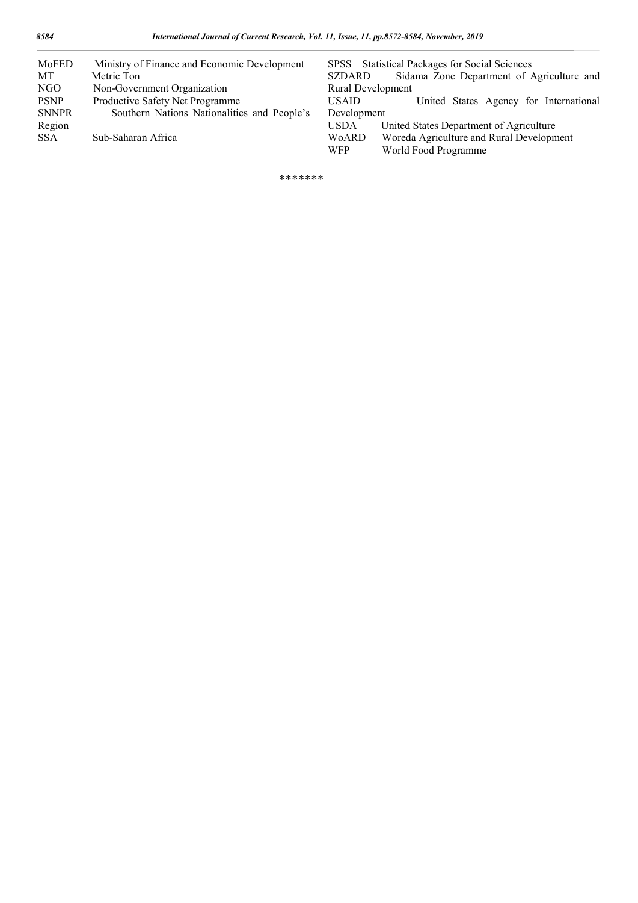| | |
|---|---|
| MoFED | Ministry of Finance and Economic Development |
| MT | Metric Ton |
| NGO | Non-Government Organization |
| PSNP | Productive Safety Net Programme |
| SNNPR Region | Southern Nations Nationalities and People's |
| SSA | Sub-Saharan Africa |
| SPSS | Statistical Packages for Social Sciences |
| SZDARD | Sidama Zone Department of Agriculture and Rural Development |
| USAID | United States Agency for International Development |
| USDA | United States Department of Agriculture |
| WoARD | Woreda Agriculture and Rural Development |
| WFP | World Food Programme |

*******